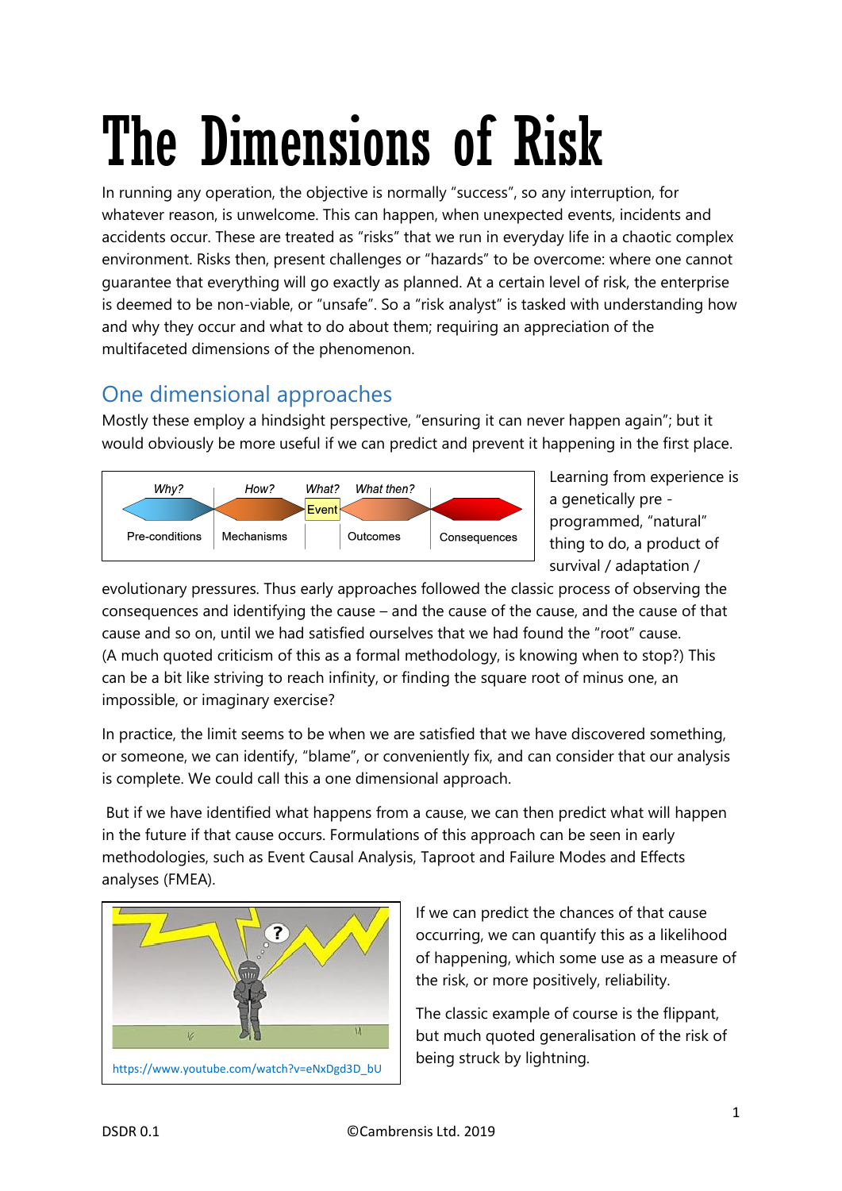# The Dimensions of Risk

In running any operation, the objective is normally "success", so any interruption, for whatever reason, is unwelcome. This can happen, when unexpected events, incidents and accidents occur. These are treated as "risks" that we run in everyday life in a chaotic complex environment. Risks then, present challenges or "hazards" to be overcome: where one cannot guarantee that everything will go exactly as planned. At a certain level of risk, the enterprise is deemed to be non-viable, or "unsafe". So a "risk analyst" is tasked with understanding how and why they occur and what to do about them; requiring an appreciation of the multifaceted dimensions of the phenomenon.

## One dimensional approaches

Mostly these employ a hindsight perspective, "ensuring it can never happen again"; but it would obviously be more useful if we can predict and prevent it happening in the first place.

| *Why?* | *How?* | *What?* | *What then?* | |
|---|---|---|---|---|
| Pre-conditions | Mechanisms | Event | Outcomes | Consequences |

Learning from experience is a genetically pre - programmed, "natural" thing to do, a product of survival / adaptation / evolutionary pressures. Thus early approaches followed the classic process of observing the consequences and identifying the cause – and the cause of the cause, and the cause of that cause and so on, until we had satisfied ourselves that we had found the "root" cause. (A much quoted criticism of this as a formal methodology, is knowing when to stop?) This can be a bit like striving to reach infinity, or finding the square root of minus one, an impossible, or imaginary exercise?

In practice, the limit seems to be when we are satisfied that we have discovered something, or someone, we can identify, "blame", or conveniently fix, and can consider that our analysis is complete. We could call this a one dimensional approach.

But if we have identified what happens from a cause, we can then predict what will happen in the future if that cause occurs. Formulations of this approach can be seen in early methodologies, such as Event Causal Analysis, Taproot and Failure Modes and Effects analyses (FMEA).

https://www.youtube.com/watch?v=eNxDgd3D_bU

If we can predict the chances of that cause occurring, we can quantify this as a likelihood of happening, which some use as a measure of the risk, or more positively, reliability.

The classic example of course is the flippant, but much quoted generalisation of the risk of being struck by lightning.

DSDR 0.1 ©Cambrensis Ltd. 2019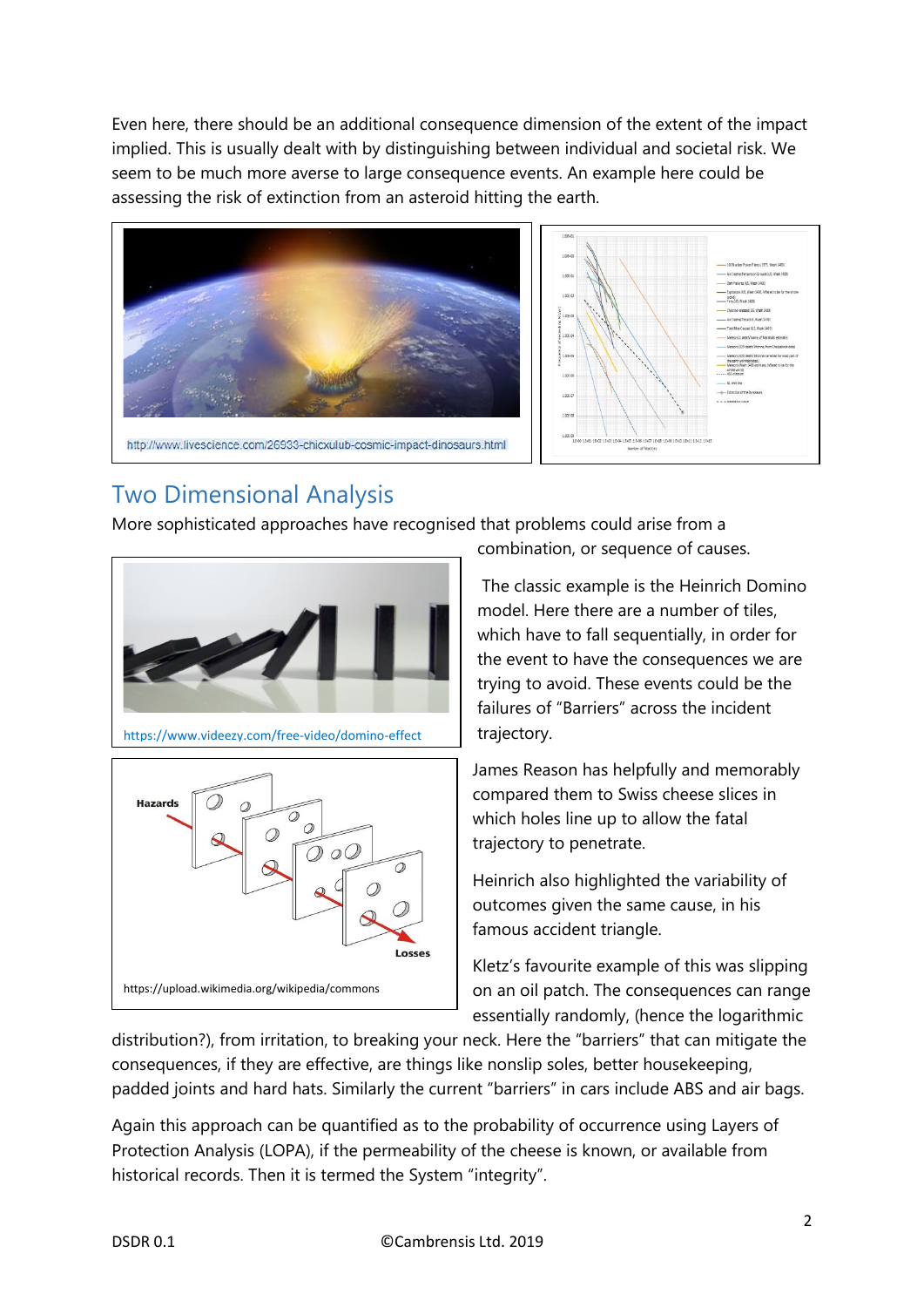Even here, there should be an additional consequence dimension of the extent of the impact implied. This is usually dealt with by distinguishing between individual and societal risk. We seem to be much more averse to large consequence events. An example here could be assessing the risk of extinction from an asteroid hitting the earth.

http://www.livescience.com/26933-chicxulub-cosmic-impact-dinosaurs.html

## Two Dimensional Analysis

More sophisticated approaches have recognised that problems could arise from a combination, or sequence of causes.

The classic example is the Heinrich Domino model. Here there are a number of tiles, which have to fall sequentially, in order for the event to have the consequences we are trying to avoid. These events could be the failures of "Barriers" across the incident trajectory.

https://www.videezy.com/free-video/domino-effect

James Reason has helpfully and memorably compared them to Swiss cheese slices in which holes line up to allow the fatal trajectory to penetrate.

https://upload.wikimedia.org/wikipedia/commons

Heinrich also highlighted the variability of outcomes given the same cause, in his famous accident triangle.

Kletz's favourite example of this was slipping on an oil patch. The consequences can range essentially randomly, (hence the logarithmic distribution?), from irritation, to breaking your neck. Here the "barriers" that can mitigate the consequences, if they are effective, are things like nonslip soles, better housekeeping, padded joints and hard hats. Similarly the current "barriers" in cars include ABS and air bags.

Again this approach can be quantified as to the probability of occurrence using Layers of Protection Analysis (LOPA), if the permeability of the cheese is known, or available from historical records. Then it is termed the System "integrity".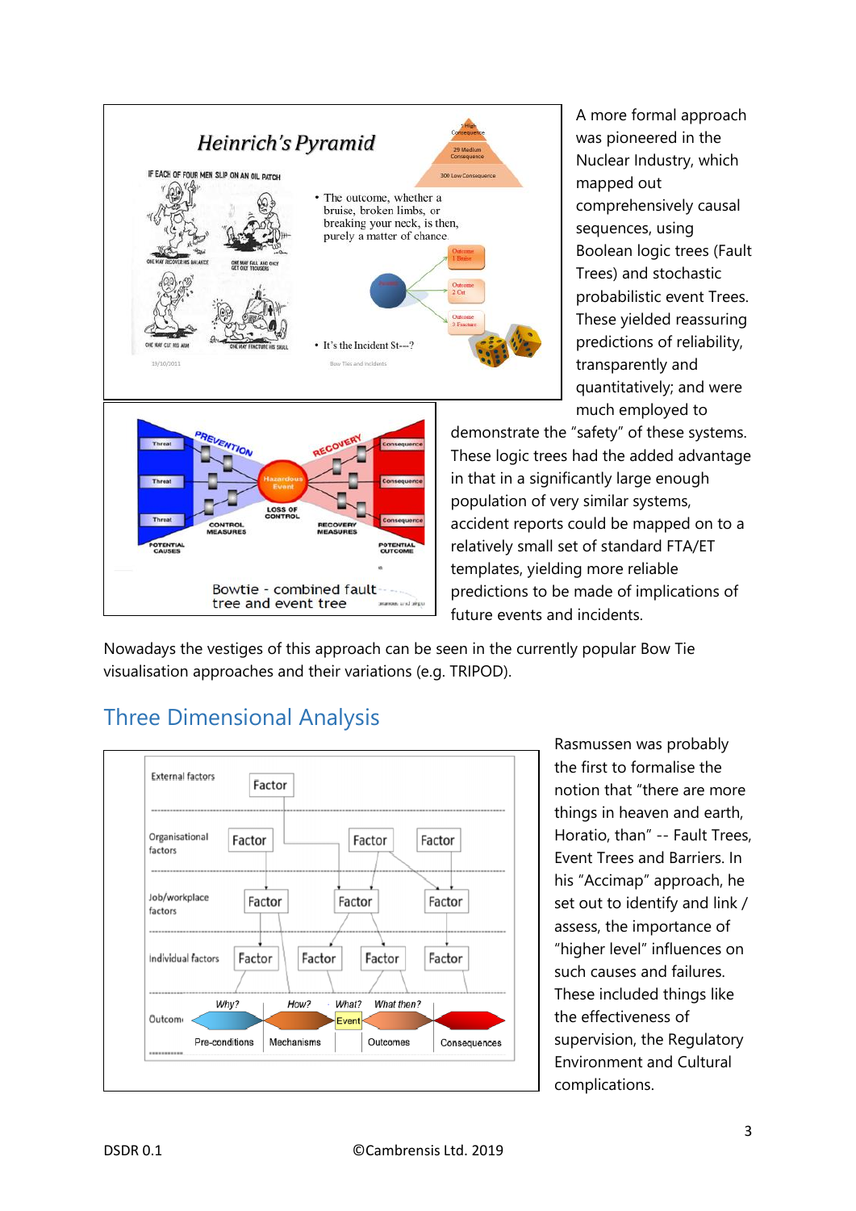A more formal approach was pioneered in the Nuclear Industry, which mapped out comprehensively causal sequences, using Boolean logic trees (Fault Trees) and stochastic probabilistic event Trees. These yielded reassuring predictions of reliability, transparently and quantitatively; and were much employed to demonstrate the "safety" of these systems. These logic trees had the added advantage in that in a significantly large enough population of very similar systems, accident reports could be mapped on to a relatively small set of standard FTA/ET templates, yielding more reliable predictions to be made of implications of future events and incidents.

Nowadays the vestiges of this approach can be seen in the currently popular Bow Tie visualisation approaches and their variations (e.g. TRIPOD).

## Three Dimensional Analysis

Rasmussen was probably the first to formalise the notion that "there are more things in heaven and earth, Horatio, than" -- Fault Trees, Event Trees and Barriers. In his "Accimap" approach, he set out to identify and link / assess, the importance of "higher level" influences on such causes and failures. These included things like the effectiveness of supervision, the Regulatory Environment and Cultural complications.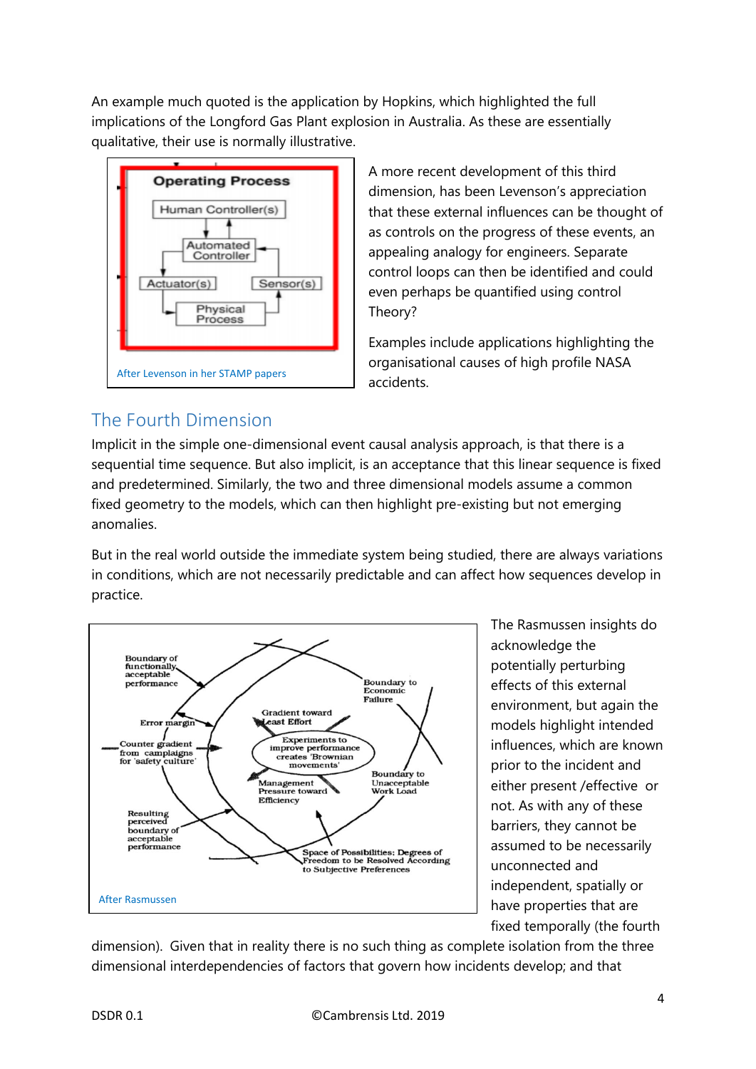An example much quoted is the application by Hopkins, which highlighted the full implications of the Longford Gas Plant explosion in Australia. As these are essentially qualitative, their use is normally illustrative.

After Levenson in her STAMP papers

A more recent development of this third dimension, has been Levenson's appreciation that these external influences can be thought of as controls on the progress of these events, an appealing analogy for engineers. Separate control loops can then be identified and could even perhaps be quantified using control Theory?

Examples include applications highlighting the organisational causes of high profile NASA accidents.

## The Fourth Dimension

Implicit in the simple one-dimensional event causal analysis approach, is that there is a sequential time sequence. But also implicit, is an acceptance that this linear sequence is fixed and predetermined. Similarly, the two and three dimensional models assume a common fixed geometry to the models, which can then highlight pre-existing but not emerging anomalies.

But in the real world outside the immediate system being studied, there are always variations in conditions, which are not necessarily predictable and can affect how sequences develop in practice.

After Rasmussen

The Rasmussen insights do acknowledge the potentially perturbing effects of this external environment, but again the models highlight intended influences, which are known prior to the incident and either present /effective or not. As with any of these barriers, they cannot be assumed to be necessarily unconnected and independent, spatially or have properties that are fixed temporally (the fourth dimension). Given that in reality there is no such thing as complete isolation from the three dimensional interdependencies of factors that govern how incidents develop; and that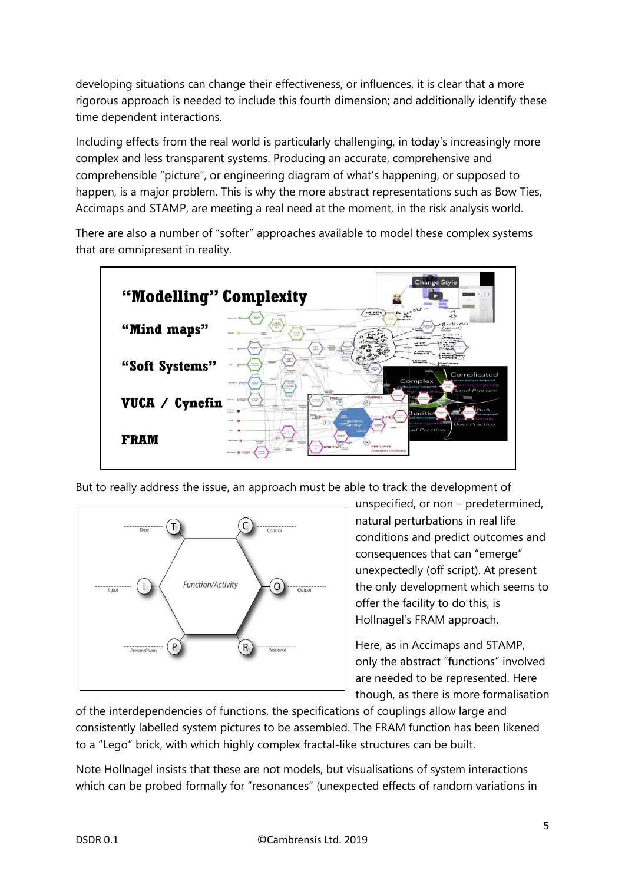developing situations can change their effectiveness, or influences, it is clear that a more rigorous approach is needed to include this fourth dimension; and additionally identify these time dependent interactions.

Including effects from the real world is particularly challenging, in today's increasingly more complex and less transparent systems. Producing an accurate, comprehensive and comprehensible "picture", or engineering diagram of what's happening, or supposed to happen, is a major problem. This is why the more abstract representations such as Bow Ties, Accimaps and STAMP, are meeting a real need at the moment, in the risk analysis world.

There are also a number of "softer" approaches available to model these complex systems that are omnipresent in reality.

But to really address the issue, an approach must be able to track the development of unspecified, or non – predetermined, natural perturbations in real life conditions and predict outcomes and consequences that can "emerge" unexpectedly (off script). At present the only development which seems to offer the facility to do this, is Hollnagel's FRAM approach.

Here, as in Accimaps and STAMP, only the abstract "functions" involved are needed to be represented. Here though, as there is more formalisation of the interdependencies of functions, the specifications of couplings allow large and consistently labelled system pictures to be assembled. The FRAM function has been likened to a "Lego" brick, with which highly complex fractal-like structures can be built.

Note Hollnagel insists that these are not models, but visualisations of system interactions which can be probed formally for "resonances" (unexpected effects of random variations in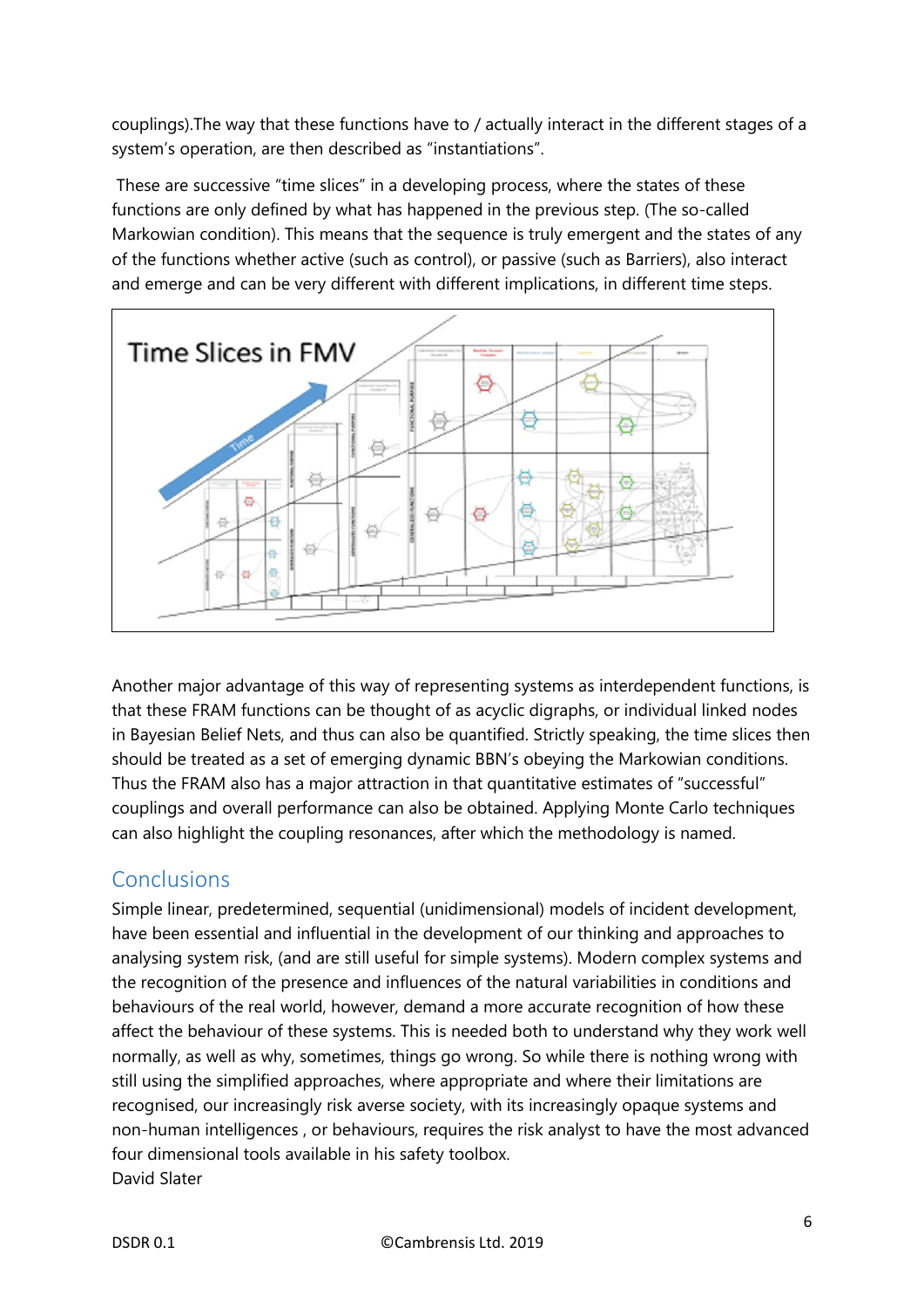couplings).The way that these functions have to / actually interact in the different stages of a system's operation, are then described as "instantiations".

These are successive "time slices" in a developing process, where the states of these functions are only defined by what has happened in the previous step. (The so-called Markowian condition). This means that the sequence is truly emergent and the states of any of the functions whether active (such as control), or passive (such as Barriers), also interact and emerge and can be very different with different implications, in different time steps.

Time Slices in FMV

Time

Another major advantage of this way of representing systems as interdependent functions, is that these FRAM functions can be thought of as acyclic digraphs, or individual linked nodes in Bayesian Belief Nets, and thus can also be quantified. Strictly speaking, the time slices then should be treated as a set of emerging dynamic BBN's obeying the Markowian conditions. Thus the FRAM also has a major attraction in that quantitative estimates of "successful" couplings and overall performance can also be obtained. Applying Monte Carlo techniques can also highlight the coupling resonances, after which the methodology is named.

## Conclusions

Simple linear, predetermined, sequential (unidimensional) models of incident development, have been essential and influential in the development of our thinking and approaches to analysing system risk, (and are still useful for simple systems). Modern complex systems and the recognition of the presence and influences of the natural variabilities in conditions and behaviours of the real world, however, demand a more accurate recognition of how these affect the behaviour of these systems. This is needed both to understand why they work well normally, as well as why, sometimes, things go wrong. So while there is nothing wrong with still using the simplified approaches, where appropriate and where their limitations are recognised, our increasingly risk averse society, with its increasingly opaque systems and non-human intelligences , or behaviours, requires the risk analyst to have the most advanced four dimensional tools available in his safety toolbox.

David Slater